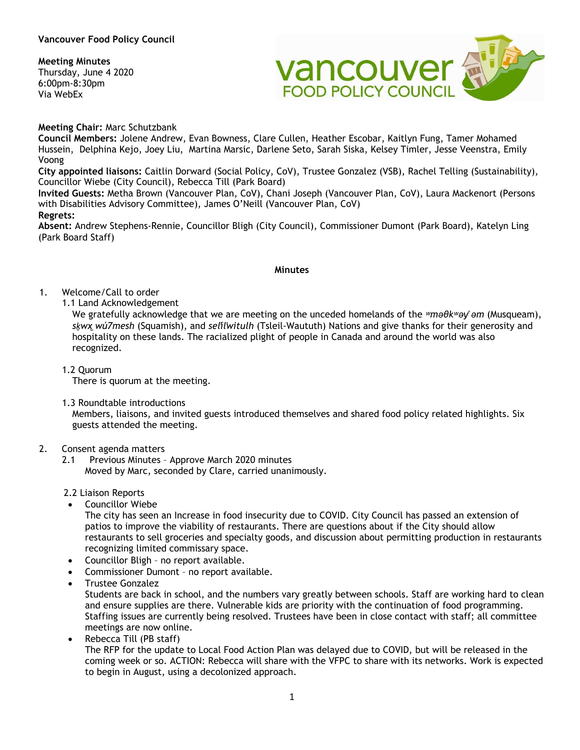**Vancouver Food Policy Council**

**Meeting Minutes**
Thursday, June 4 2020
6:00pm-8:30pm
Via WebEx

**Meeting Chair:** Marc Schutzbank
**Council Members:** Jolene Andrew, Evan Bowness, Clare Cullen, Heather Escobar, Kaitlyn Fung, Tamer Mohamed Hussein, Delphina Kejo, Joey Liu, Martina Marsic, Darlene Seto, Sarah Siska, Kelsey Timler, Jesse Veenstra, Emily Voong
**City appointed liaisons:** Caitlin Dorward (Social Policy, CoV), Trustee Gonzalez (VSB), Rachel Telling (Sustainability), Councillor Wiebe (City Council), Rebecca Till (Park Board)
**Invited Guests:** Metha Brown (Vancouver Plan, CoV), Chani Joseph (Vancouver Plan, CoV), Laura Mackenort (Persons with Disabilities Advisory Committee), James O'Neill (Vancouver Plan, CoV)
**Regrets:**
**Absent:** Andrew Stephens-Rennie, Councillor Bligh (City Council), Commissioner Dumont (Park Board), Katelyn Ling (Park Board Staff)

**Minutes**

1. Welcome/Call to order
   1.1 Land Acknowledgement
   We gratefully acknowledge that we are meeting on the unceded homelands of the *ʷməθkʷəy̓əm* (Musqueam), *sḵwx̱ wú7mesh* (Squamish), and *sel̓íl̓witulh* (Tsleil-Waututh) Nations and give thanks for their generosity and hospitality on these lands. The racialized plight of people in Canada and around the world was also recognized.

   1.2 Quorum
   There is quorum at the meeting.

   1.3 Roundtable introductions
   Members, liaisons, and invited guests introduced themselves and shared food policy related highlights. Six guests attended the meeting.

2. Consent agenda matters
   2.1 Previous Minutes – Approve March 2020 minutes
   Moved by Marc, seconded by Clare, carried unanimously.

   2.2 Liaison Reports
   - Councillor Wiebe
     The city has seen an Increase in food insecurity due to COVID. City Council has passed an extension of patios to improve the viability of restaurants. There are questions about if the City should allow restaurants to sell groceries and specialty goods, and discussion about permitting production in restaurants recognizing limited commissary space.
   - Councillor Bligh – no report available.
   - Commissioner Dumont – no report available.
   - Trustee Gonzalez
     Students are back in school, and the numbers vary greatly between schools. Staff are working hard to clean and ensure supplies are there. Vulnerable kids are priority with the continuation of food programming. Staffing issues are currently being resolved. Trustees have been in close contact with staff; all committee meetings are now online.
   - Rebecca Till (PB staff)
     The RFP for the update to Local Food Action Plan was delayed due to COVID, but will be released in the coming week or so. ACTION: Rebecca will share with the VFPC to share with its networks. Work is expected to begin in August, using a decolonized approach.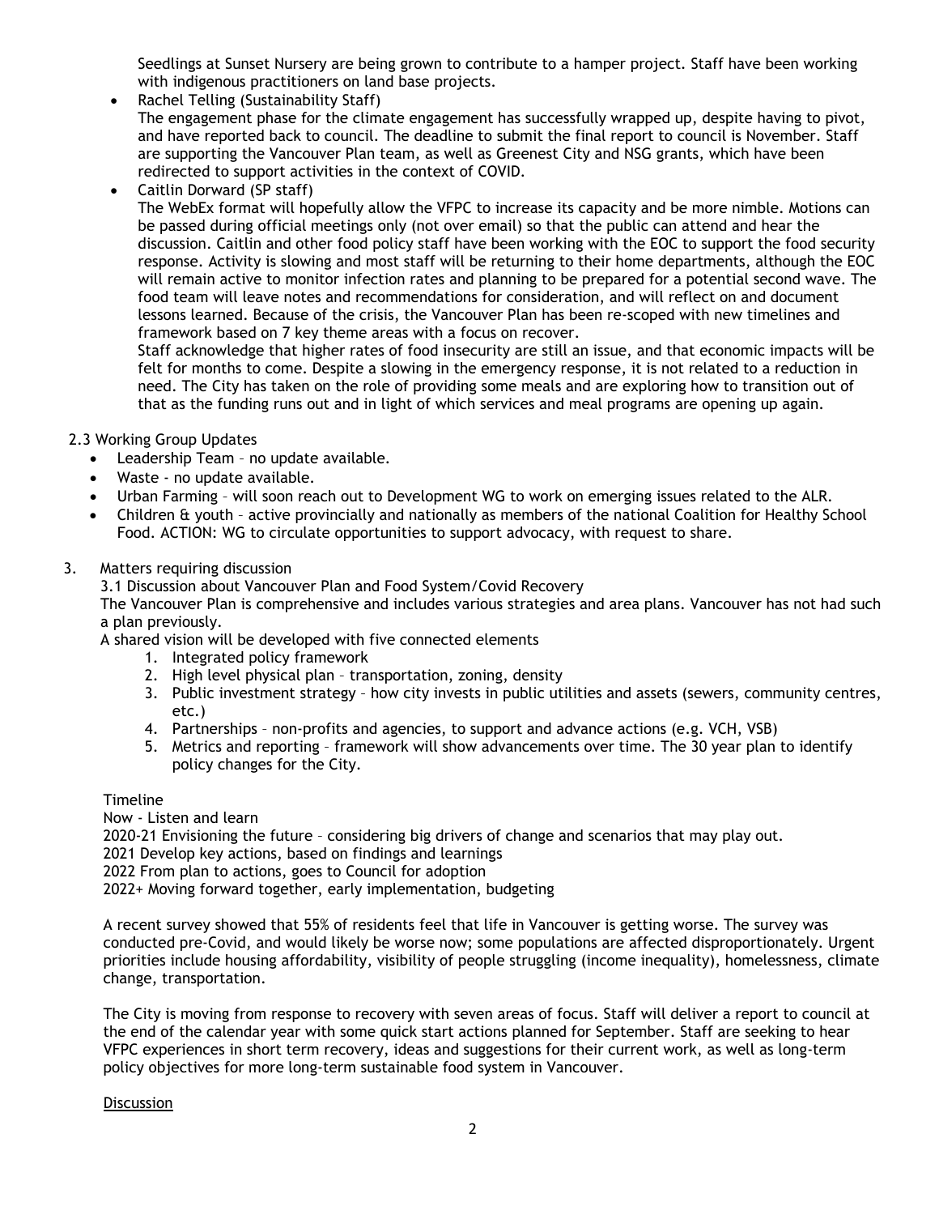Seedlings at Sunset Nursery are being grown to contribute to a hamper project. Staff have been working with indigenous practitioners on land base projects.

- Rachel Telling (Sustainability Staff)
  The engagement phase for the climate engagement has successfully wrapped up, despite having to pivot, and have reported back to council. The deadline to submit the final report to council is November. Staff are supporting the Vancouver Plan team, as well as Greenest City and NSG grants, which have been redirected to support activities in the context of COVID.
- Caitlin Dorward (SP staff)
  The WebEx format will hopefully allow the VFPC to increase its capacity and be more nimble. Motions can be passed during official meetings only (not over email) so that the public can attend and hear the discussion. Caitlin and other food policy staff have been working with the EOC to support the food security response. Activity is slowing and most staff will be returning to their home departments, although the EOC will remain active to monitor infection rates and planning to be prepared for a potential second wave. The food team will leave notes and recommendations for consideration, and will reflect on and document lessons learned. Because of the crisis, the Vancouver Plan has been re-scoped with new timelines and framework based on 7 key theme areas with a focus on recover.
  Staff acknowledge that higher rates of food insecurity are still an issue, and that economic impacts will be felt for months to come. Despite a slowing in the emergency response, it is not related to a reduction in need. The City has taken on the role of providing some meals and are exploring how to transition out of that as the funding runs out and in light of which services and meal programs are opening up again.

2.3 Working Group Updates

- Leadership Team – no update available.
- Waste - no update available.
- Urban Farming – will soon reach out to Development WG to work on emerging issues related to the ALR.
- Children & youth – active provincially and nationally as members of the national Coalition for Healthy School Food. ACTION: WG to circulate opportunities to support advocacy, with request to share.

3. Matters requiring discussion

3.1 Discussion about Vancouver Plan and Food System/Covid Recovery

The Vancouver Plan is comprehensive and includes various strategies and area plans. Vancouver has not had such a plan previously.

A shared vision will be developed with five connected elements

1. Integrated policy framework
2. High level physical plan – transportation, zoning, density
3. Public investment strategy – how city invests in public utilities and assets (sewers, community centres, etc.)
4. Partnerships – non-profits and agencies, to support and advance actions (e.g. VCH, VSB)
5. Metrics and reporting – framework will show advancements over time. The 30 year plan to identify policy changes for the City.

Timeline

Now - Listen and learn

2020-21 Envisioning the future – considering big drivers of change and scenarios that may play out.

2021 Develop key actions, based on findings and learnings

2022 From plan to actions, goes to Council for adoption

2022+ Moving forward together, early implementation, budgeting

A recent survey showed that 55% of residents feel that life in Vancouver is getting worse. The survey was conducted pre-Covid, and would likely be worse now; some populations are affected disproportionately. Urgent priorities include housing affordability, visibility of people struggling (income inequality), homelessness, climate change, transportation.

The City is moving from response to recovery with seven areas of focus. Staff will deliver a report to council at the end of the calendar year with some quick start actions planned for September. Staff are seeking to hear VFPC experiences in short term recovery, ideas and suggestions for their current work, as well as long-term policy objectives for more long-term sustainable food system in Vancouver.

<u>Discussion</u>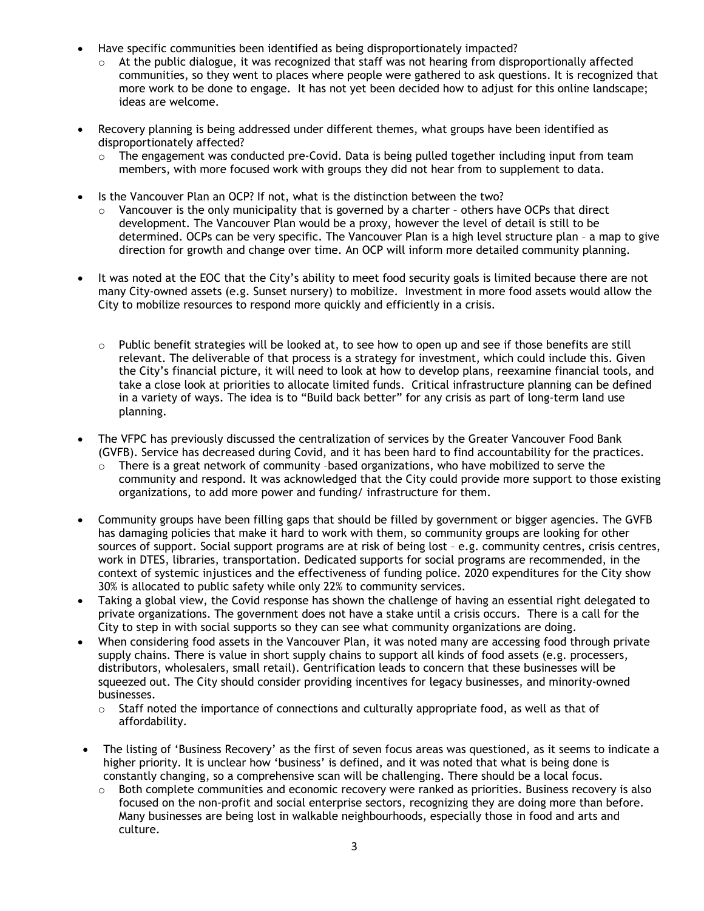- Have specific communities been identified as being disproportionately impacted?
  - At the public dialogue, it was recognized that staff was not hearing from disproportionally affected communities, so they went to places where people were gathered to ask questions. It is recognized that more work to be done to engage. It has not yet been decided how to adjust for this online landscape; ideas are welcome.

- Recovery planning is being addressed under different themes, what groups have been identified as disproportionately affected?
  - The engagement was conducted pre-Covid. Data is being pulled together including input from team members, with more focused work with groups they did not hear from to supplement to data.

- Is the Vancouver Plan an OCP? If not, what is the distinction between the two?
  - Vancouver is the only municipality that is governed by a charter – others have OCPs that direct development. The Vancouver Plan would be a proxy, however the level of detail is still to be determined. OCPs can be very specific. The Vancouver Plan is a high level structure plan – a map to give direction for growth and change over time. An OCP will inform more detailed community planning.

- It was noted at the EOC that the City's ability to meet food security goals is limited because there are not many City-owned assets (e.g. Sunset nursery) to mobilize. Investment in more food assets would allow the City to mobilize resources to respond more quickly and efficiently in a crisis.

  - Public benefit strategies will be looked at, to see how to open up and see if those benefits are still relevant. The deliverable of that process is a strategy for investment, which could include this. Given the City's financial picture, it will need to look at how to develop plans, reexamine financial tools, and take a close look at priorities to allocate limited funds. Critical infrastructure planning can be defined in a variety of ways. The idea is to "Build back better" for any crisis as part of long-term land use planning.

- The VFPC has previously discussed the centralization of services by the Greater Vancouver Food Bank (GVFB). Service has decreased during Covid, and it has been hard to find accountability for the practices.
  - There is a great network of community –based organizations, who have mobilized to serve the community and respond. It was acknowledged that the City could provide more support to those existing organizations, to add more power and funding/ infrastructure for them.

- Community groups have been filling gaps that should be filled by government or bigger agencies. The GVFB has damaging policies that make it hard to work with them, so community groups are looking for other sources of support. Social support programs are at risk of being lost – e.g. community centres, crisis centres, work in DTES, libraries, transportation. Dedicated supports for social programs are recommended, in the context of systemic injustices and the effectiveness of funding police. 2020 expenditures for the City show 30% is allocated to public safety while only 22% to community services.
- Taking a global view, the Covid response has shown the challenge of having an essential right delegated to private organizations. The government does not have a stake until a crisis occurs. There is a call for the City to step in with social supports so they can see what community organizations are doing.
- When considering food assets in the Vancouver Plan, it was noted many are accessing food through private supply chains. There is value in short supply chains to support all kinds of food assets (e.g. processers, distributors, wholesalers, small retail). Gentrification leads to concern that these businesses will be squeezed out. The City should consider providing incentives for legacy businesses, and minority-owned businesses.
  - Staff noted the importance of connections and culturally appropriate food, as well as that of affordability.

- The listing of 'Business Recovery' as the first of seven focus areas was questioned, as it seems to indicate a higher priority. It is unclear how 'business' is defined, and it was noted that what is being done is constantly changing, so a comprehensive scan will be challenging. There should be a local focus.
  - Both complete communities and economic recovery were ranked as priorities. Business recovery is also focused on the non-profit and social enterprise sectors, recognizing they are doing more than before. Many businesses are being lost in walkable neighbourhoods, especially those in food and arts and culture.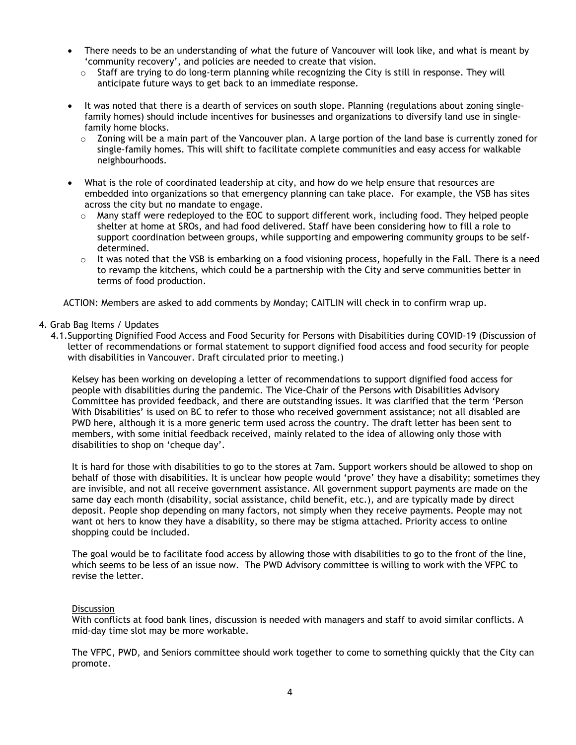- There needs to be an understanding of what the future of Vancouver will look like, and what is meant by 'community recovery', and policies are needed to create that vision.
  - Staff are trying to do long-term planning while recognizing the City is still in response. They will anticipate future ways to get back to an immediate response.

- It was noted that there is a dearth of services on south slope. Planning (regulations about zoning single-family homes) should include incentives for businesses and organizations to diversify land use in single-family home blocks.
  - Zoning will be a main part of the Vancouver plan. A large portion of the land base is currently zoned for single-family homes. This will shift to facilitate complete communities and easy access for walkable neighbourhoods.

- What is the role of coordinated leadership at city, and how do we help ensure that resources are embedded into organizations so that emergency planning can take place. For example, the VSB has sites across the city but no mandate to engage.
  - Many staff were redeployed to the EOC to support different work, including food. They helped people shelter at home at SROs, and had food delivered. Staff have been considering how to fill a role to support coordination between groups, while supporting and empowering community groups to be self-determined.
  - It was noted that the VSB is embarking on a food visioning process, hopefully in the Fall. There is a need to revamp the kitchens, which could be a partnership with the City and serve communities better in terms of food production.

ACTION: Members are asked to add comments by Monday; CAITLIN will check in to confirm wrap up.

4. Grab Bag Items / Updates

4.1. Supporting Dignified Food Access and Food Security for Persons with Disabilities during COVID-19 (Discussion of letter of recommendations or formal statement to support dignified food access and food security for people with disabilities in Vancouver. Draft circulated prior to meeting.)

Kelsey has been working on developing a letter of recommendations to support dignified food access for people with disabilities during the pandemic. The Vice-Chair of the Persons with Disabilities Advisory Committee has provided feedback, and there are outstanding issues. It was clarified that the term 'Person With Disabilities' is used on BC to refer to those who received government assistance; not all disabled are PWD here, although it is a more generic term used across the country. The draft letter has been sent to members, with some initial feedback received, mainly related to the idea of allowing only those with disabilities to shop on 'cheque day'.

It is hard for those with disabilities to go to the stores at 7am. Support workers should be allowed to shop on behalf of those with disabilities. It is unclear how people would 'prove' they have a disability; sometimes they are invisible, and not all receive government assistance. All government support payments are made on the same day each month (disability, social assistance, child benefit, etc.), and are typically made by direct deposit. People shop depending on many factors, not simply when they receive payments. People may not want ot hers to know they have a disability, so there may be stigma attached. Priority access to online shopping could be included.

The goal would be to facilitate food access by allowing those with disabilities to go to the front of the line, which seems to be less of an issue now. The PWD Advisory committee is willing to work with the VFPC to revise the letter.

Discussion

With conflicts at food bank lines, discussion is needed with managers and staff to avoid similar conflicts. A mid-day time slot may be more workable.

The VFPC, PWD, and Seniors committee should work together to come to something quickly that the City can promote.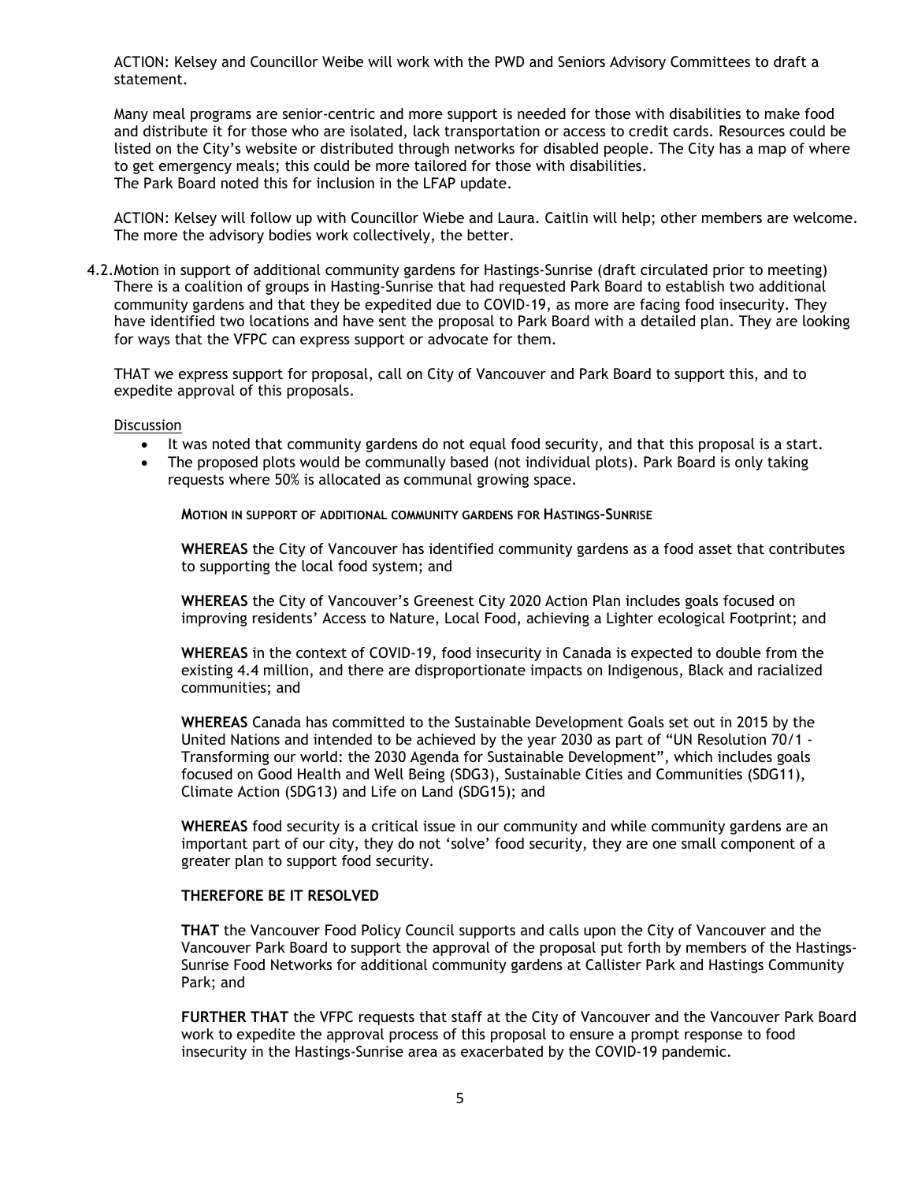ACTION: Kelsey and Councillor Weibe will work with the PWD and Seniors Advisory Committees to draft a statement.

Many meal programs are senior-centric and more support is needed for those with disabilities to make food and distribute it for those who are isolated, lack transportation or access to credit cards. Resources could be listed on the City's website or distributed through networks for disabled people. The City has a map of where to get emergency meals; this could be more tailored for those with disabilities.
The Park Board noted this for inclusion in the LFAP update.

ACTION: Kelsey will follow up with Councillor Wiebe and Laura. Caitlin will help; other members are welcome. The more the advisory bodies work collectively, the better.

4.2. Motion in support of additional community gardens for Hastings-Sunrise (draft circulated prior to meeting)
There is a coalition of groups in Hasting-Sunrise that had requested Park Board to establish two additional community gardens and that they be expedited due to COVID-19, as more are facing food insecurity. They have identified two locations and have sent the proposal to Park Board with a detailed plan. They are looking for ways that the VFPC can express support or advocate for them.

THAT we express support for proposal, call on City of Vancouver and Park Board to support this, and to expedite approval of this proposals.

<u>Discussion</u>

- It was noted that community gardens do not equal food security, and that this proposal is a start.
- The proposed plots would be communally based (not individual plots). Park Board is only taking requests where 50% is allocated as communal growing space.

**MOTION IN SUPPORT OF ADDITIONAL COMMUNITY GARDENS FOR HASTINGS-SUNRISE**

**WHEREAS** the City of Vancouver has identified community gardens as a food asset that contributes to supporting the local food system; and

**WHEREAS** the City of Vancouver's Greenest City 2020 Action Plan includes goals focused on improving residents' Access to Nature, Local Food, achieving a Lighter ecological Footprint; and

**WHEREAS** in the context of COVID-19, food insecurity in Canada is expected to double from the existing 4.4 million, and there are disproportionate impacts on Indigenous, Black and racialized communities; and

**WHEREAS** Canada has committed to the Sustainable Development Goals set out in 2015 by the United Nations and intended to be achieved by the year 2030 as part of "UN Resolution 70/1 - Transforming our world: the 2030 Agenda for Sustainable Development", which includes goals focused on Good Health and Well Being (SDG3), Sustainable Cities and Communities (SDG11), Climate Action (SDG13) and Life on Land (SDG15); and

**WHEREAS** food security is a critical issue in our community and while community gardens are an important part of our city, they do not 'solve' food security, they are one small component of a greater plan to support food security.

**THEREFORE BE IT RESOLVED**

**THAT** the Vancouver Food Policy Council supports and calls upon the City of Vancouver and the Vancouver Park Board to support the approval of the proposal put forth by members of the Hastings-Sunrise Food Networks for additional community gardens at Callister Park and Hastings Community Park; and

**FURTHER THAT** the VFPC requests that staff at the City of Vancouver and the Vancouver Park Board work to expedite the approval process of this proposal to ensure a prompt response to food insecurity in the Hastings-Sunrise area as exacerbated by the COVID-19 pandemic.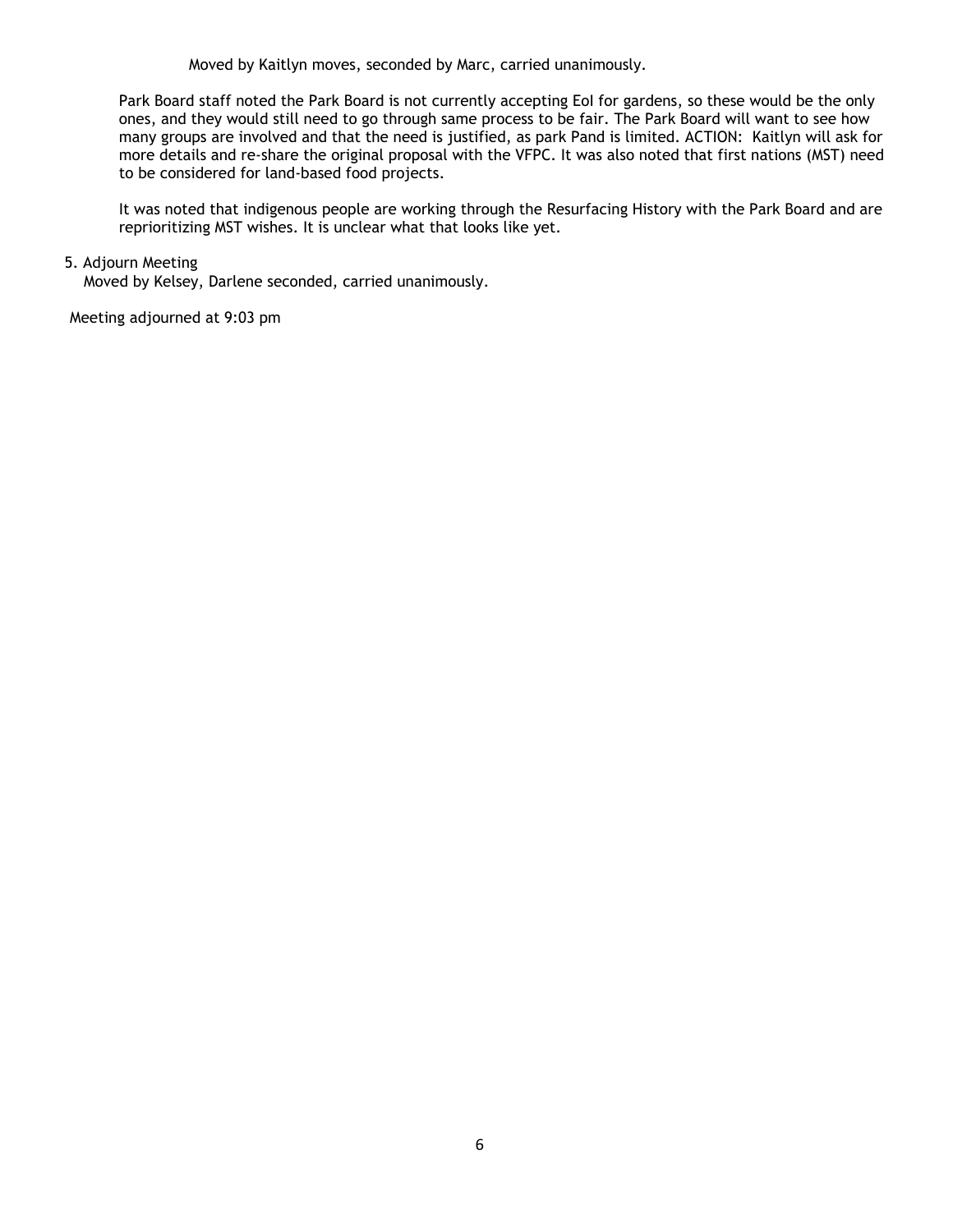Moved by Kaitlyn moves, seconded by Marc, carried unanimously.

Park Board staff noted the Park Board is not currently accepting EoI for gardens, so these would be the only ones, and they would still need to go through same process to be fair. The Park Board will want to see how many groups are involved and that the need is justified, as park Pand is limited. ACTION: Kaitlyn will ask for more details and re-share the original proposal with the VFPC. It was also noted that first nations (MST) need to be considered for land-based food projects.

It was noted that indigenous people are working through the Resurfacing History with the Park Board and are reprioritizing MST wishes. It is unclear what that looks like yet.

5. Adjourn Meeting
   Moved by Kelsey, Darlene seconded, carried unanimously.

Meeting adjourned at 9:03 pm